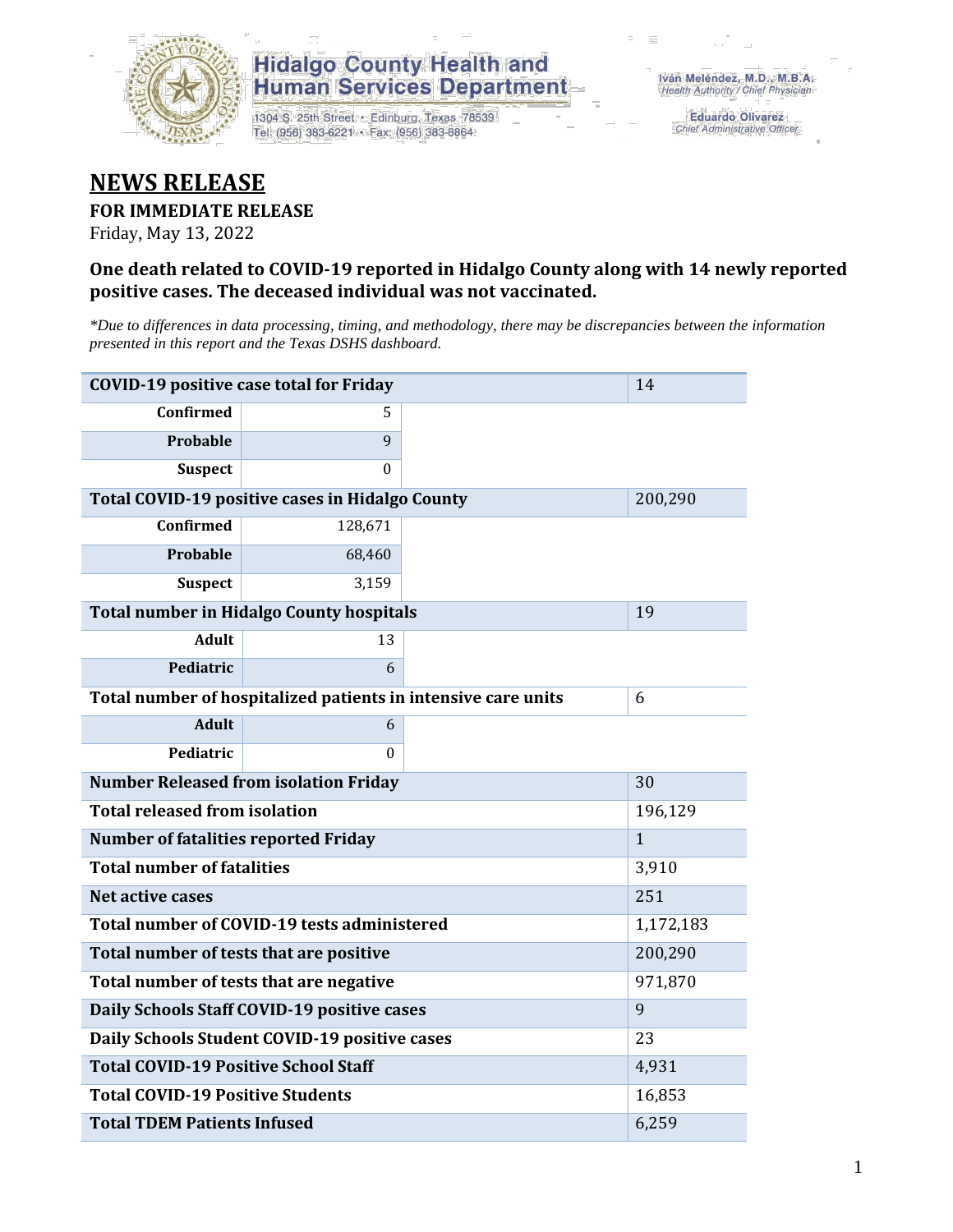**Hidalgo County Health and Human Services Department**

1304 S. 25th Street • Edinburg, Texas 78539
Tel: (956) 383-6221 • Fax: (956) 383-8864

Iván Meléndez, M.D., M.B.A.
*Health Authority / Chief Physician*

Eduardo Olivarez
*Chief Administrative Officer*

# NEWS RELEASE

**FOR IMMEDIATE RELEASE**

Friday, May 13, 2022

**One death related to COVID-19 reported in Hidalgo County along with 14 newly reported positive cases. The deceased individual was not vaccinated.**

*\*Due to differences in data processing, timing, and methodology, there may be discrepancies between the information presented in this report and the Texas DSHS dashboard.*

| | | |
|---|---|---|
| **COVID-19 positive case total for Friday** | | 14 |
| **Confirmed** | 5 | |
| **Probable** | 9 | |
| **Suspect** | 0 | |
| **Total COVID-19 positive cases in Hidalgo County** | | 200,290 |
| **Confirmed** | 128,671 | |
| **Probable** | 68,460 | |
| **Suspect** | 3,159 | |
| **Total number in Hidalgo County hospitals** | | 19 |
| **Adult** | 13 | |
| **Pediatric** | 6 | |
| **Total number of hospitalized patients in intensive care units** | | 6 |
| **Adult** | 6 | |
| **Pediatric** | 0 | |
| **Number Released from isolation Friday** | | 30 |
| **Total released from isolation** | | 196,129 |
| **Number of fatalities reported Friday** | | 1 |
| **Total number of fatalities** | | 3,910 |
| **Net active cases** | | 251 |
| **Total number of COVID-19 tests administered** | | 1,172,183 |
| **Total number of tests that are positive** | | 200,290 |
| **Total number of tests that are negative** | | 971,870 |
| **Daily Schools Staff COVID-19 positive cases** | | 9 |
| **Daily Schools Student COVID-19 positive cases** | | 23 |
| **Total COVID-19 Positive School Staff** | | 4,931 |
| **Total COVID-19 Positive Students** | | 16,853 |
| **Total TDEM Patients Infused** | | 6,259 |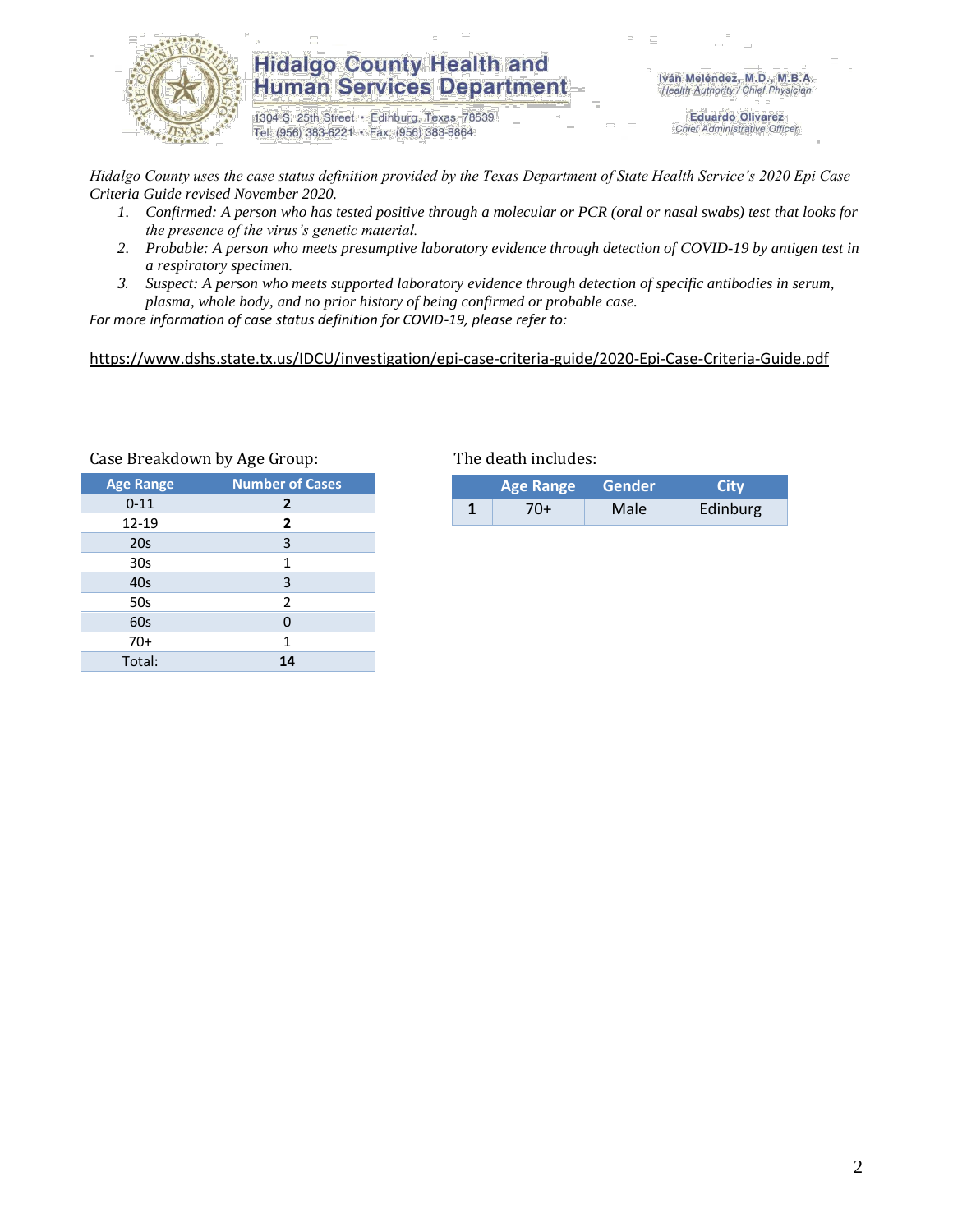# Hidalgo County Health and Human Services Department

1304 S. 25th Street • Edinburg, Texas 78539
Tel: (956) 383-6221 • Fax: (956) 383-8864

Iván Meléndez, M.D., M.B.A.
*Health Authority / Chief Physician*

Eduardo Olivarez
*Chief Administrative Officer*

*Hidalgo County uses the case status definition provided by the Texas Department of State Health Service's 2020 Epi Case Criteria Guide revised November 2020.*

1. *Confirmed: A person who has tested positive through a molecular or PCR (oral or nasal swabs) test that looks for the presence of the virus's genetic material.*
2. *Probable: A person who meets presumptive laboratory evidence through detection of COVID-19 by antigen test in a respiratory specimen.*
3. *Suspect: A person who meets supported laboratory evidence through detection of specific antibodies in serum, plasma, whole body, and no prior history of being confirmed or probable case.*

*For more information of case status definition for COVID-19, please refer to:*

https://www.dshs.state.tx.us/IDCU/investigation/epi-case-criteria-guide/2020-Epi-Case-Criteria-Guide.pdf

Case Breakdown by Age Group:

| Age Range | Number of Cases |
|---|---|
| 0-11 | **2** |
| 12-19 | **2** |
| 20s | 3 |
| 30s | 1 |
| 40s | 3 |
| 50s | 2 |
| 60s | 0 |
| 70+ | 1 |
| Total: | **14** |

The death includes:

| | Age Range | Gender | City |
|---|---|---|---|
| **1** | 70+ | Male | Edinburg |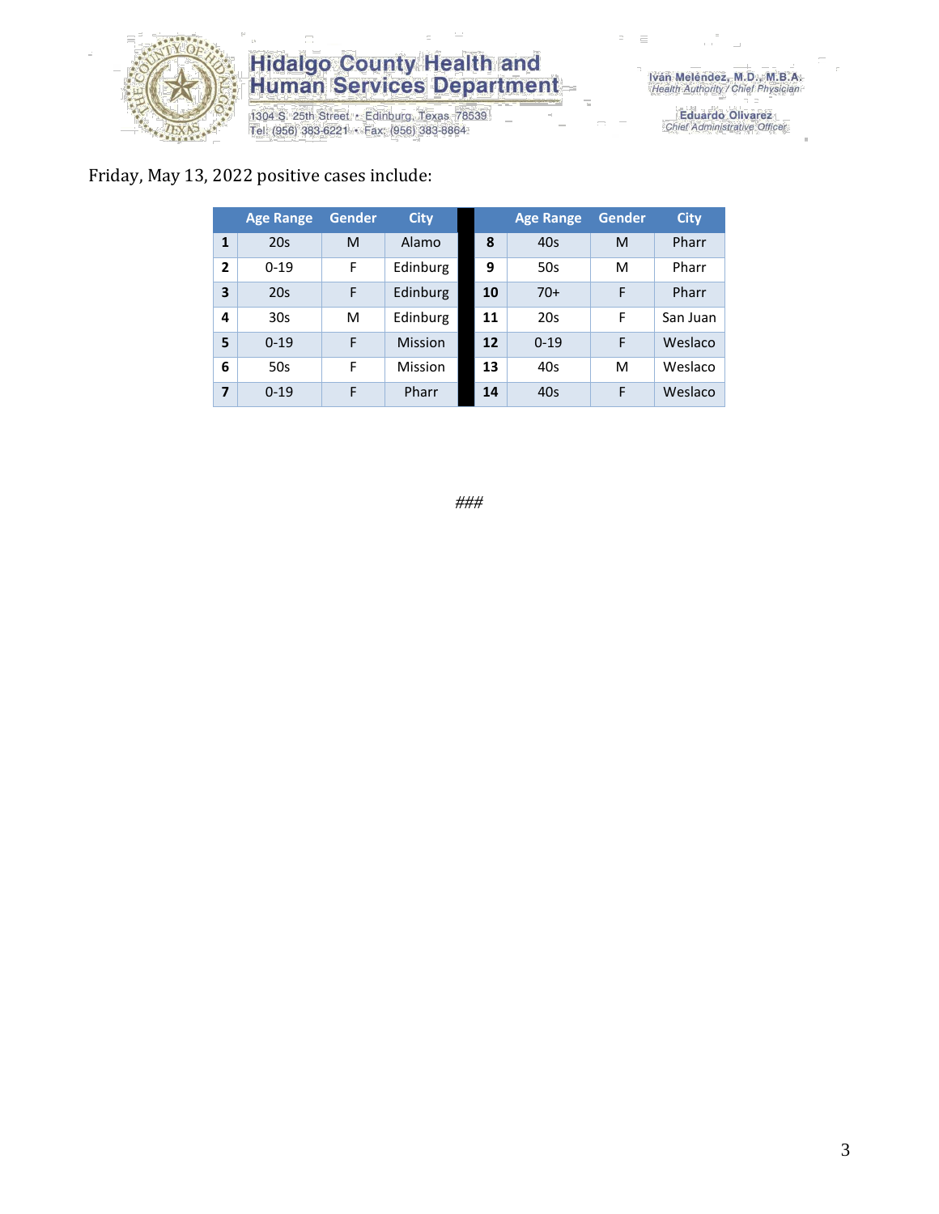Friday, May 13, 2022 positive cases include:

| | Age Range | Gender | City | | | Age Range | Gender | City |
|---|---|---|---|---|---|---|---|---|
| **1** | 20s | M | Alamo | | **8** | 40s | M | Pharr |
| **2** | 0-19 | F | Edinburg | | **9** | 50s | M | Pharr |
| **3** | 20s | F | Edinburg | | **10** | 70+ | F | Pharr |
| **4** | 30s | M | Edinburg | | **11** | 20s | F | San Juan |
| **5** | 0-19 | F | Mission | | **12** | 0-19 | F | Weslaco |
| **6** | 50s | F | Mission | | **13** | 40s | M | Weslaco |
| **7** | 0-19 | F | Pharr | | **14** | 40s | F | Weslaco |

###